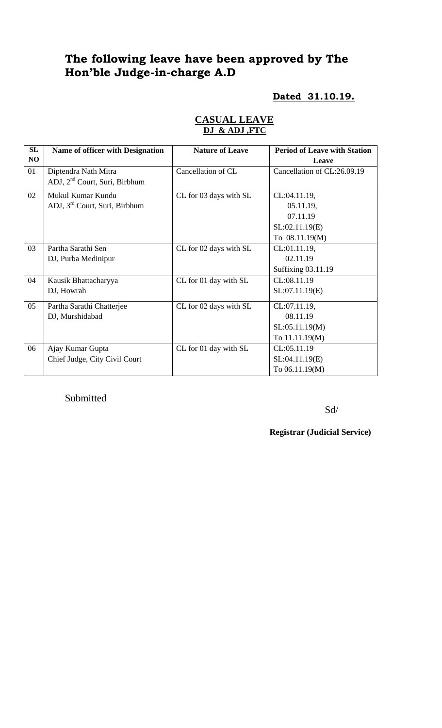# The following leave have been approved by The Hon'ble Judge-in-charge A.D

**Dated 31.10.19.**

**CASUAL LEAVE**
**DJ & ADJ ,FTC**

| SL NO | Name of officer with Designation | Nature of Leave | Period of Leave with Station Leave |
|---|---|---|---|
| 01 | Diptendra Nath Mitra<br>ADJ, 2nd Court, Suri, Birbhum | Cancellation of CL | Cancellation of CL:26.09.19 |
| 02 | Mukul Kumar Kundu<br>ADJ, 3rd Court, Suri, Birbhum | CL for 03 days with SL | CL:04.11.19,<br>05.11.19,<br>07.11.19<br>SL:02.11.19(E)<br>To 08.11.19(M) |
| 03 | Partha Sarathi Sen<br>DJ, Purba Medinipur | CL for 02 days with SL | CL:01.11.19,<br>02.11.19<br>Suffixing 03.11.19 |
| 04 | Kausik Bhattacharyya<br>DJ, Howrah | CL for 01 day with SL | CL:08.11.19<br>SL:07.11.19(E) |
| 05 | Partha Sarathi Chatterjee<br>DJ, Murshidabad | CL for 02 days with SL | CL:07.11.19,<br>08.11.19<br>SL:05.11.19(M)<br>To 11.11.19(M) |
| 06 | Ajay Kumar Gupta<br>Chief Judge, City Civil Court | CL for 01 day with SL | CL:05.11.19<br>SL:04.11.19(E)<br>To 06.11.19(M) |

Submitted

Sd/

**Registrar (Judicial Service)**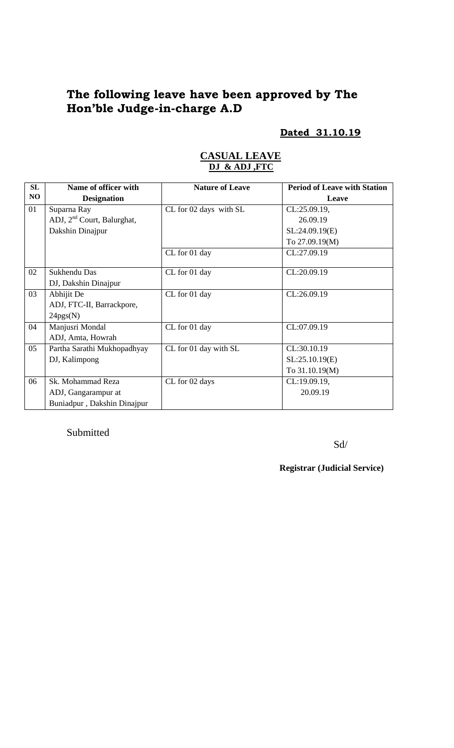# The following leave have been approved by The Hon'ble Judge-in-charge A.D

**Dated 31.10.19**

**CASUAL LEAVE**

**DJ & ADJ ,FTC**

| SL NO | Name of officer with Designation | Nature of Leave | Period of Leave with Station Leave |
|---|---|---|---|
| 01 | Suparna Ray<br>ADJ, 2nd Court, Balurghat,<br>Dakshin Dinajpur | CL for 02 days with SL | CL:25.09.19,<br>26.09.19<br>SL:24.09.19(E)<br>To 27.09.19(M) |
| | | CL for 01 day | CL:27.09.19 |
| 02 | Sukhendu Das<br>DJ, Dakshin Dinajpur | CL for 01 day | CL:20.09.19 |
| 03 | Abhijit De<br>ADJ, FTC-II, Barrackpore,<br>24pgs(N) | CL for 01 day | CL:26.09.19 |
| 04 | Manjusri Mondal<br>ADJ, Amta, Howrah | CL for 01 day | CL:07.09.19 |
| 05 | Partha Sarathi Mukhopadhyay<br>DJ, Kalimpong | CL for 01 day with SL | CL:30.10.19<br>SL:25.10.19(E)<br>To 31.10.19(M) |
| 06 | Sk. Mohammad Reza<br>ADJ, Gangarampur at<br>Buniadpur , Dakshin Dinajpur | CL for 02 days | CL:19.09.19,<br>20.09.19 |

Submitted

Sd/

**Registrar (Judicial Service)**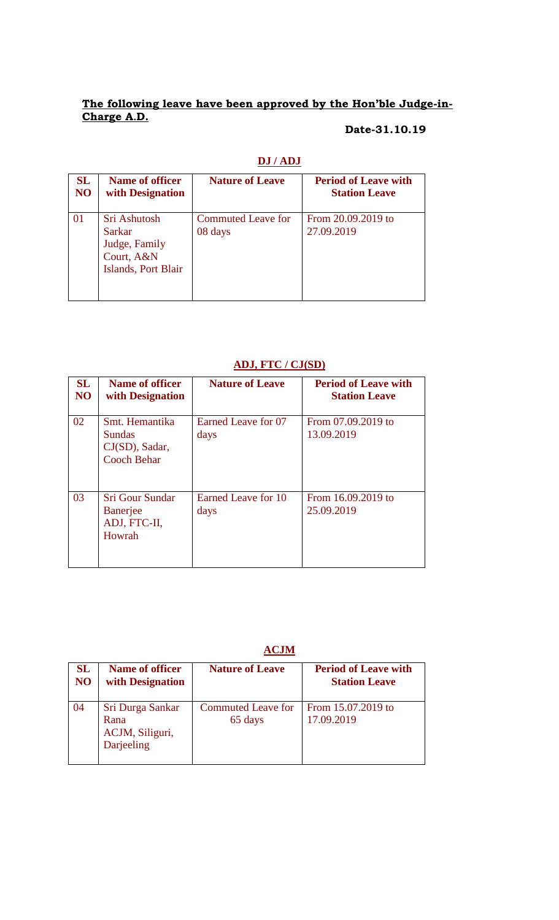**The following leave have been approved by the Hon'ble Judge-in-Charge A.D.**

**Date-31.10.19**

**DJ / ADJ**

| SL NO | Name of officer with Designation | Nature of Leave | Period of Leave with Station Leave |
|---|---|---|---|
| 01 | Sri Ashutosh Sarkar Judge, Family Court, A&N Islands, Port Blair | Commuted Leave for 08 days | From 20.09.2019 to 27.09.2019 |

**ADJ, FTC / CJ(SD)**

| SL NO | Name of officer with Designation | Nature of Leave | Period of Leave with Station Leave |
|---|---|---|---|
| 02 | Smt. Hemantika Sundas CJ(SD), Sadar, Cooch Behar | Earned Leave for 07 days | From 07.09.2019 to 13.09.2019 |
| 03 | Sri Gour Sundar Banerjee ADJ, FTC-II, Howrah | Earned Leave for 10 days | From 16.09.2019 to 25.09.2019 |

**ACJM**

| SL NO | Name of officer with Designation | Nature of Leave | Period of Leave with Station Leave |
|---|---|---|---|
| 04 | Sri Durga Sankar Rana ACJM, Siliguri, Darjeeling | Commuted Leave for 65 days | From 15.07.2019 to 17.09.2019 |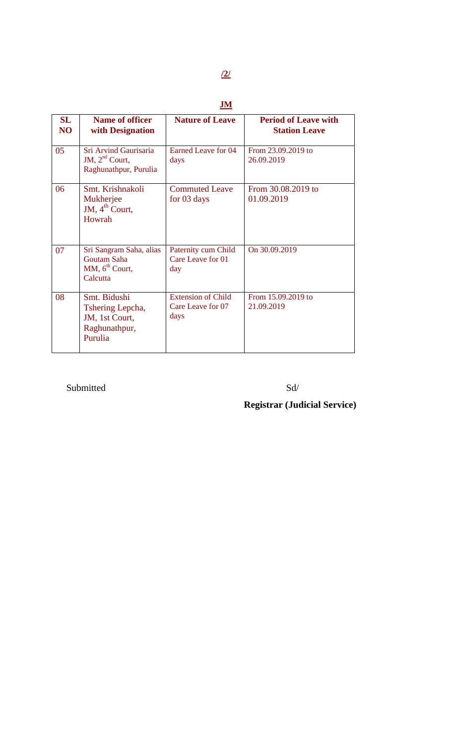**/2/**

**JM**

| SL NO | Name of officer with Designation | Nature of Leave | Period of Leave with Station Leave |
|---|---|---|---|
| 05 | Sri Arvind Gaurisaria JM, 2nd Court, Raghunathpur, Purulia | Earned Leave for 04 days | From 23.09.2019 to 26.09.2019 |
| 06 | Smt. Krishnakoli Mukherjee JM, 4th Court, Howrah | Commuted Leave for 03 days | From 30.08.2019 to 01.09.2019 |
| 07 | Sri Sangram Saha, alias Goutam Saha MM, 6th Court, Calcutta | Paternity cum Child Care Leave for 01 day | On 30.09.2019 |
| 08 | Smt. Bidushi Tshering Lepcha, JM, 1st Court, Raghunathpur, Purulia | Extension of Child Care Leave for 07 days | From 15.09.2019 to 21.09.2019 |

Submitted

Sd/

**Registrar (Judicial Service)**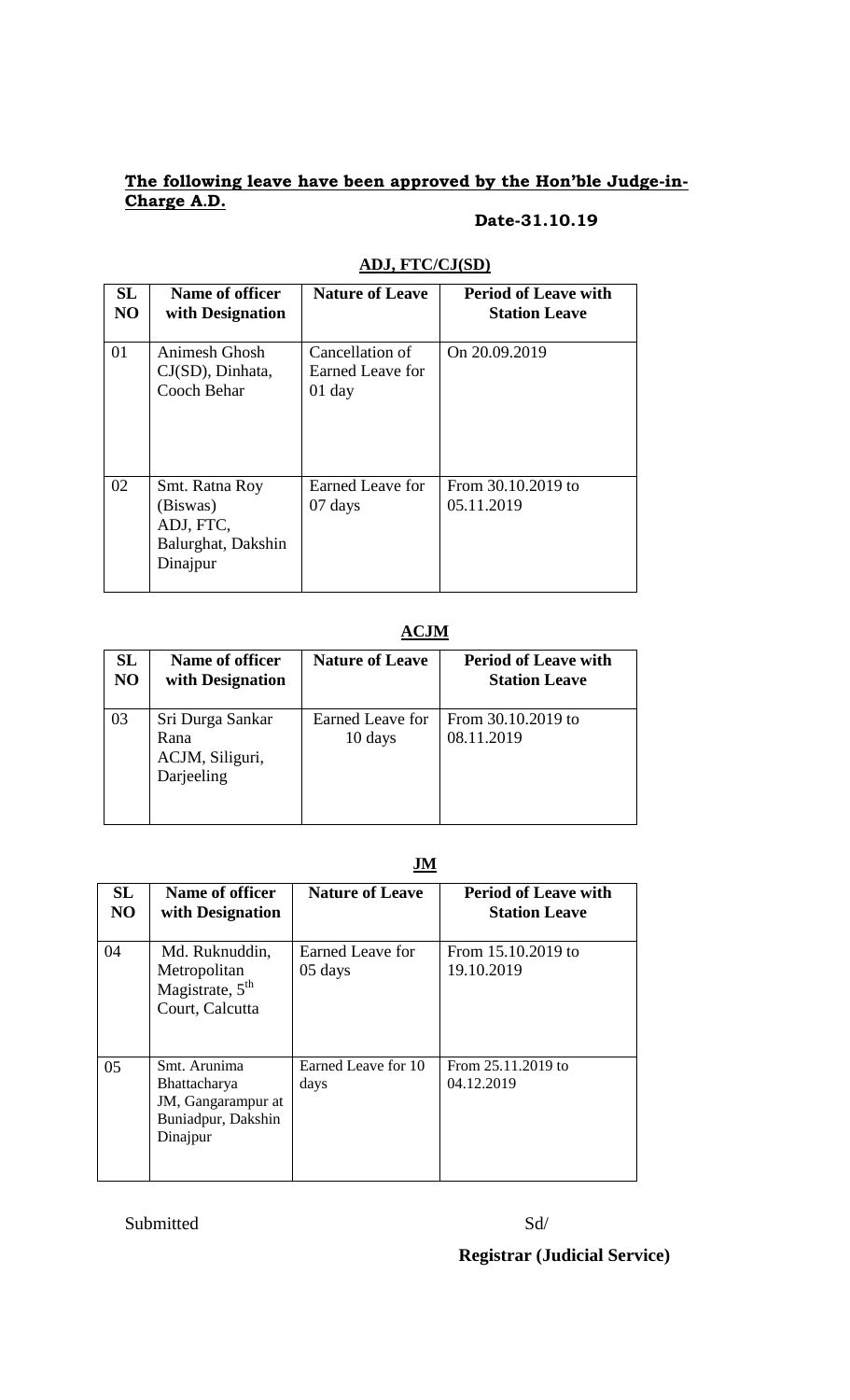**The following leave have been approved by the Hon'ble Judge-in-Charge A.D.**

**Date-31.10.19**

**ADJ, FTC/CJ(SD)**

| SL NO | Name of officer with Designation | Nature of Leave | Period of Leave with Station Leave |
|---|---|---|---|
| 01 | Animesh Ghosh CJ(SD), Dinhata, Cooch Behar | Cancellation of Earned Leave for 01 day | On 20.09.2019 |
| 02 | Smt. Ratna Roy (Biswas) ADJ, FTC, Balurghat, Dakshin Dinajpur | Earned Leave for 07 days | From 30.10.2019 to 05.11.2019 |

**ACJM**

| SL NO | Name of officer with Designation | Nature of Leave | Period of Leave with Station Leave |
|---|---|---|---|
| 03 | Sri Durga Sankar Rana ACJM, Siliguri, Darjeeling | Earned Leave for 10 days | From 30.10.2019 to 08.11.2019 |

**JM**

| SL NO | Name of officer with Designation | Nature of Leave | Period of Leave with Station Leave |
|---|---|---|---|
| 04 | Md. Ruknuddin, Metropolitan Magistrate, 5th Court, Calcutta | Earned Leave for 05 days | From 15.10.2019 to 19.10.2019 |
| 05 | Smt. Arunima Bhattacharya JM, Gangarampur at Buniadpur, Dakshin Dinajpur | Earned Leave for 10 days | From 25.11.2019 to 04.12.2019 |

Submitted

Sd/

**Registrar (Judicial Service)**